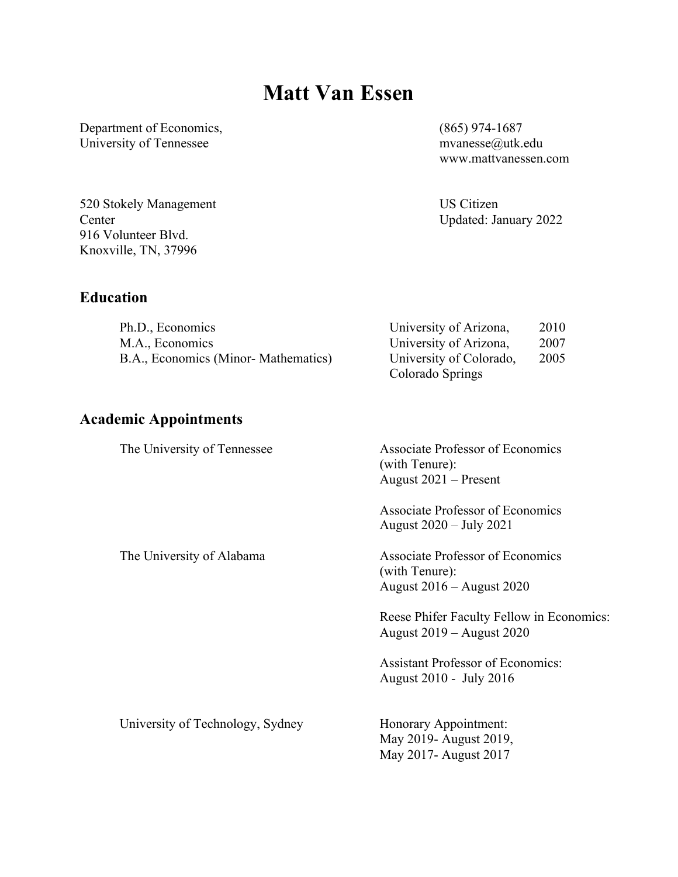# Matt Van Essen

Department of Economics,
University of Tennessee

(865) 974-1687
mvanesse@utk.edu
www.mattvanessen.com

520 Stokely Management Center
916 Volunteer Blvd.
Knoxville, TN, 37996

US Citizen
Updated: January 2022

## Education

| | | |
|---|---|---|
| Ph.D., Economics | University of Arizona, | 2010 |
| M.A., Economics | University of Arizona, | 2007 |
| B.A., Economics (Minor- Mathematics) | University of Colorado, Colorado Springs | 2005 |

## Academic Appointments

**The University of Tennessee**

Associate Professor of Economics (with Tenure):
August 2021 – Present

Associate Professor of Economics
August 2020 – July 2021

**The University of Alabama**

Associate Professor of Economics (with Tenure):
August 2016 – August 2020

Reese Phifer Faculty Fellow in Economics:
August 2019 – August 2020

Assistant Professor of Economics:
August 2010 - July 2016

**University of Technology, Sydney**

Honorary Appointment:
May 2019- August 2019,
May 2017- August 2017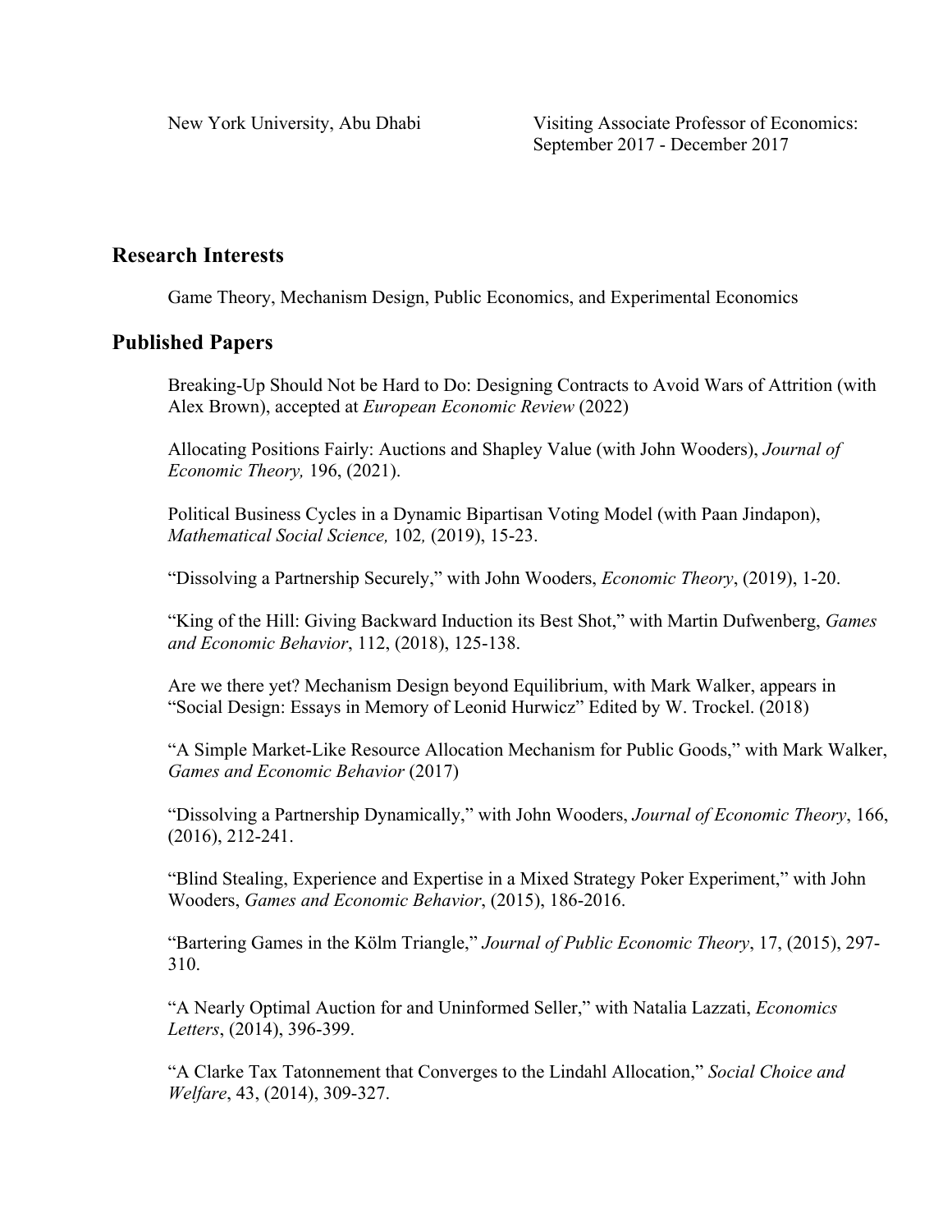New York University, Abu Dhabi — Visiting Associate Professor of Economics: September 2017 - December 2017

## Research Interests

Game Theory, Mechanism Design, Public Economics, and Experimental Economics

## Published Papers

Breaking-Up Should Not be Hard to Do: Designing Contracts to Avoid Wars of Attrition (with Alex Brown), accepted at *European Economic Review* (2022)

Allocating Positions Fairly: Auctions and Shapley Value (with John Wooders), *Journal of Economic Theory,* 196, (2021).

Political Business Cycles in a Dynamic Bipartisan Voting Model (with Paan Jindapon), *Mathematical Social Science,* 102*,* (2019), 15-23.

"Dissolving a Partnership Securely," with John Wooders, *Economic Theory*, (2019), 1-20.

"King of the Hill: Giving Backward Induction its Best Shot," with Martin Dufwenberg, *Games and Economic Behavior*, 112, (2018), 125-138.

Are we there yet? Mechanism Design beyond Equilibrium, with Mark Walker, appears in "Social Design: Essays in Memory of Leonid Hurwicz" Edited by W. Trockel. (2018)

"A Simple Market-Like Resource Allocation Mechanism for Public Goods," with Mark Walker, *Games and Economic Behavior* (2017)

"Dissolving a Partnership Dynamically," with John Wooders, *Journal of Economic Theory*, 166, (2016), 212-241.

"Blind Stealing, Experience and Expertise in a Mixed Strategy Poker Experiment," with John Wooders, *Games and Economic Behavior*, (2015), 186-2016.

"Bartering Games in the Kölm Triangle," *Journal of Public Economic Theory*, 17, (2015), 297-310.

"A Nearly Optimal Auction for and Uninformed Seller," with Natalia Lazzati, *Economics Letters*, (2014), 396-399.

"A Clarke Tax Tatonnement that Converges to the Lindahl Allocation," *Social Choice and Welfare*, 43, (2014), 309-327.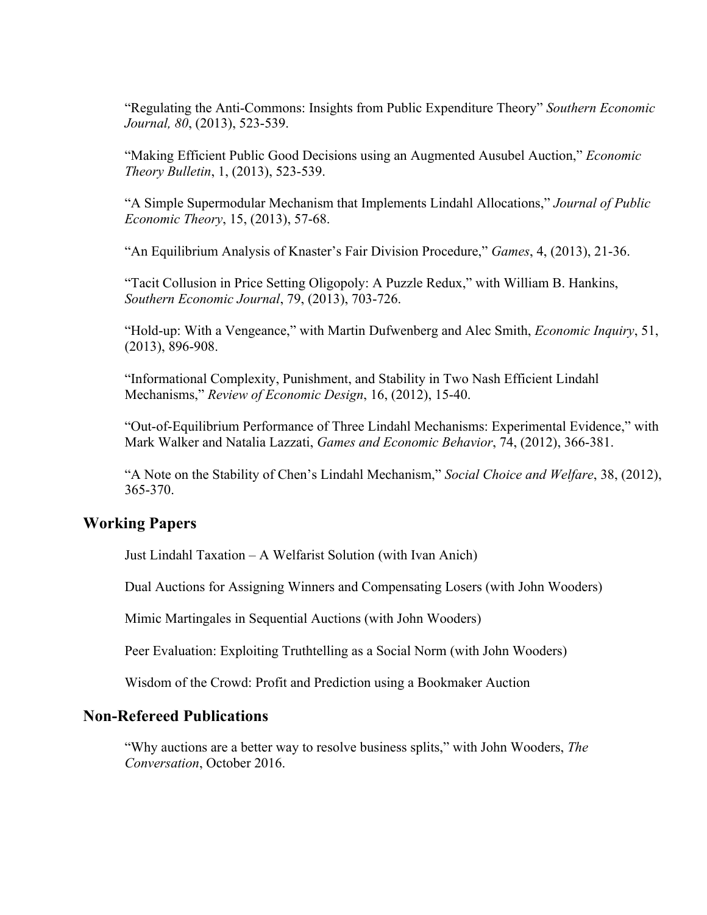“Regulating the Anti-Commons: Insights from Public Expenditure Theory” *Southern Economic Journal, 80*, (2013), 523-539.

“Making Efficient Public Good Decisions using an Augmented Ausubel Auction,” *Economic Theory Bulletin*, 1, (2013), 523-539.

“A Simple Supermodular Mechanism that Implements Lindahl Allocations,” *Journal of Public Economic Theory*, 15, (2013), 57-68.

“An Equilibrium Analysis of Knaster’s Fair Division Procedure,” *Games*, 4, (2013), 21-36.

“Tacit Collusion in Price Setting Oligopoly: A Puzzle Redux,” with William B. Hankins, *Southern Economic Journal*, 79, (2013), 703-726.

“Hold-up: With a Vengeance,” with Martin Dufwenberg and Alec Smith, *Economic Inquiry*, 51, (2013), 896-908.

“Informational Complexity, Punishment, and Stability in Two Nash Efficient Lindahl Mechanisms,” *Review of Economic Design*, 16, (2012), 15-40.

“Out-of-Equilibrium Performance of Three Lindahl Mechanisms: Experimental Evidence,” with Mark Walker and Natalia Lazzati, *Games and Economic Behavior*, 74, (2012), 366-381.

“A Note on the Stability of Chen’s Lindahl Mechanism,” *Social Choice and Welfare*, 38, (2012), 365-370.

## Working Papers

Just Lindahl Taxation – A Welfarist Solution (with Ivan Anich)

Dual Auctions for Assigning Winners and Compensating Losers (with John Wooders)

Mimic Martingales in Sequential Auctions (with John Wooders)

Peer Evaluation: Exploiting Truthtelling as a Social Norm (with John Wooders)

Wisdom of the Crowd: Profit and Prediction using a Bookmaker Auction

## Non-Refereed Publications

“Why auctions are a better way to resolve business splits,” with John Wooders, *The Conversation*, October 2016.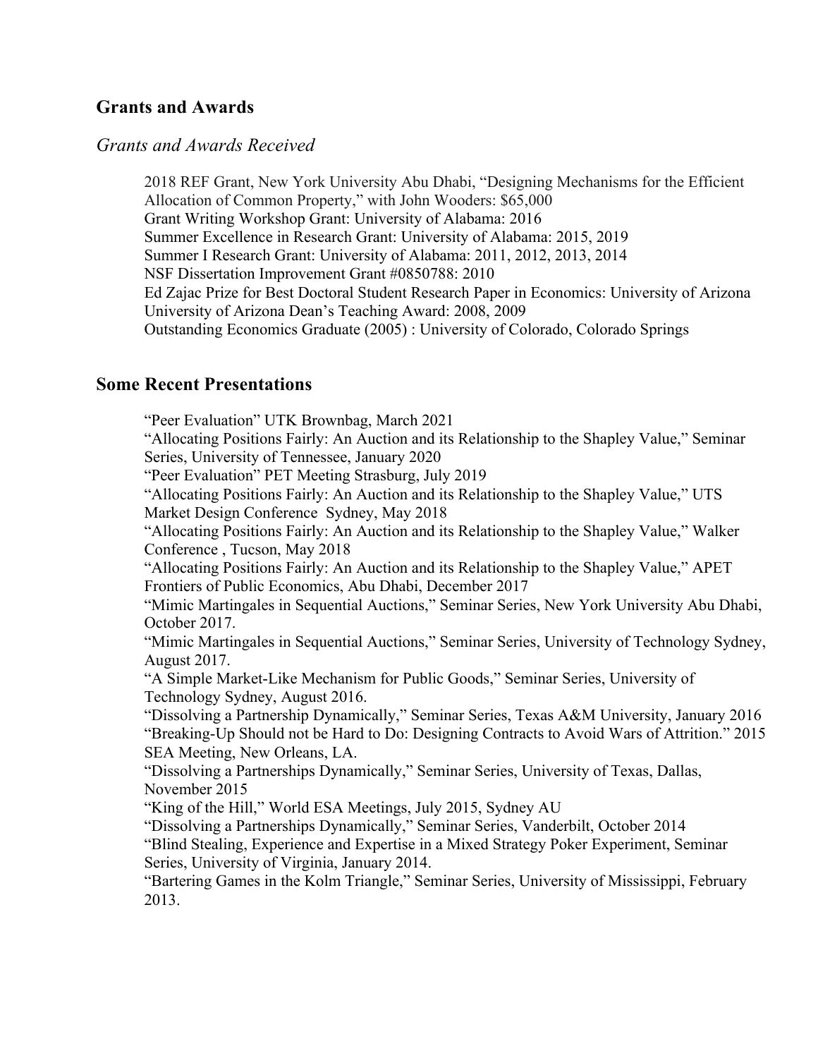## Grants and Awards

### *Grants and Awards Received*

2018 REF Grant, New York University Abu Dhabi, "Designing Mechanisms for the Efficient Allocation of Common Property," with John Wooders: $65,000
Grant Writing Workshop Grant: University of Alabama: 2016
Summer Excellence in Research Grant: University of Alabama: 2015, 2019
Summer I Research Grant: University of Alabama: 2011, 2012, 2013, 2014
NSF Dissertation Improvement Grant #0850788: 2010
Ed Zajac Prize for Best Doctoral Student Research Paper in Economics: University of Arizona
University of Arizona Dean's Teaching Award: 2008, 2009
Outstanding Economics Graduate (2005) : University of Colorado, Colorado Springs

## Some Recent Presentations

"Peer Evaluation" UTK Brownbag, March 2021
"Allocating Positions Fairly: An Auction and its Relationship to the Shapley Value," Seminar Series, University of Tennessee, January 2020
"Peer Evaluation" PET Meeting Strasburg, July 2019
"Allocating Positions Fairly: An Auction and its Relationship to the Shapley Value," UTS Market Design Conference Sydney, May 2018
"Allocating Positions Fairly: An Auction and its Relationship to the Shapley Value," Walker Conference , Tucson, May 2018
"Allocating Positions Fairly: An Auction and its Relationship to the Shapley Value," APET Frontiers of Public Economics, Abu Dhabi, December 2017
"Mimic Martingales in Sequential Auctions," Seminar Series, New York University Abu Dhabi, October 2017.
"Mimic Martingales in Sequential Auctions," Seminar Series, University of Technology Sydney, August 2017.
"A Simple Market-Like Mechanism for Public Goods," Seminar Series, University of Technology Sydney, August 2016.
"Dissolving a Partnership Dynamically," Seminar Series, Texas A&M University, January 2016
"Breaking-Up Should not be Hard to Do: Designing Contracts to Avoid Wars of Attrition." 2015 SEA Meeting, New Orleans, LA.
"Dissolving a Partnerships Dynamically," Seminar Series, University of Texas, Dallas, November 2015
"King of the Hill," World ESA Meetings, July 2015, Sydney AU
"Dissolving a Partnerships Dynamically," Seminar Series, Vanderbilt, October 2014
"Blind Stealing, Experience and Expertise in a Mixed Strategy Poker Experiment, Seminar Series, University of Virginia, January 2014.
"Bartering Games in the Kolm Triangle," Seminar Series, University of Mississippi, February 2013.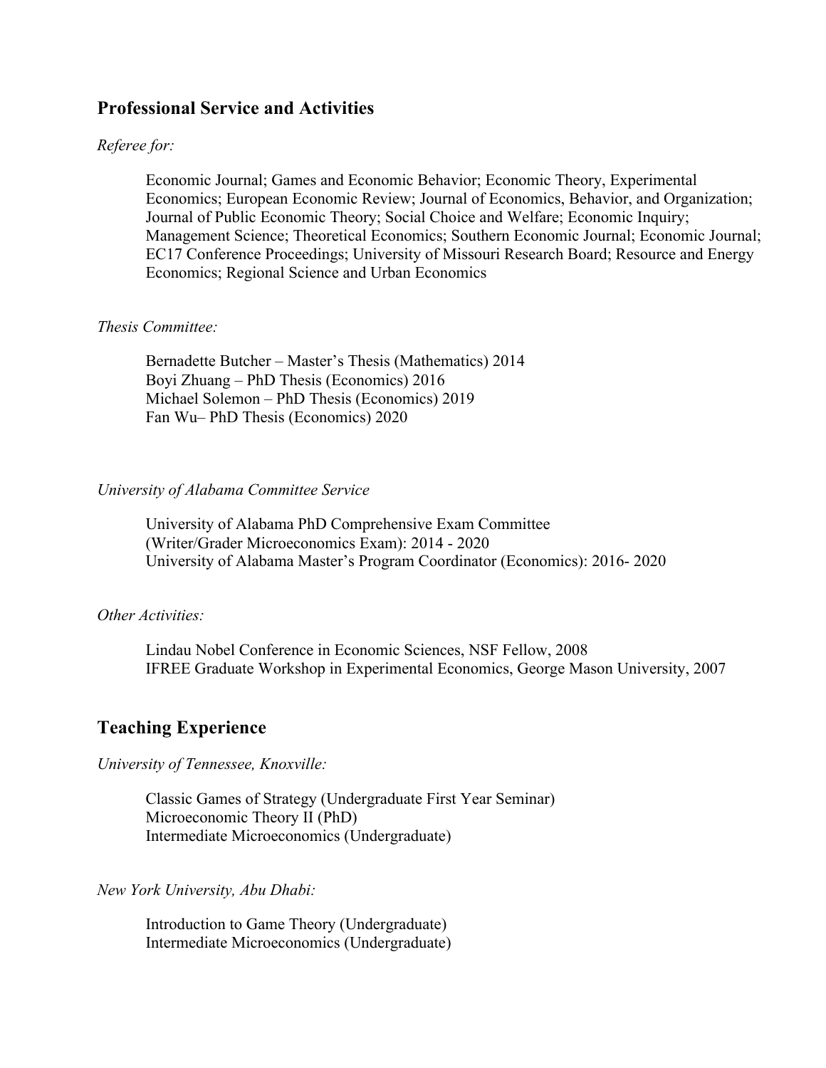## Professional Service and Activities

*Referee for:*

Economic Journal; Games and Economic Behavior; Economic Theory, Experimental Economics; European Economic Review; Journal of Economics, Behavior, and Organization; Journal of Public Economic Theory; Social Choice and Welfare; Economic Inquiry; Management Science; Theoretical Economics; Southern Economic Journal; Economic Journal; EC17 Conference Proceedings; University of Missouri Research Board; Resource and Energy Economics; Regional Science and Urban Economics

*Thesis Committee:*

Bernadette Butcher – Master's Thesis (Mathematics) 2014
Boyi Zhuang – PhD Thesis (Economics) 2016
Michael Solemon – PhD Thesis (Economics) 2019
Fan Wu– PhD Thesis (Economics) 2020

*University of Alabama Committee Service*

University of Alabama PhD Comprehensive Exam Committee (Writer/Grader Microeconomics Exam): 2014 - 2020
University of Alabama Master's Program Coordinator (Economics): 2016- 2020

*Other Activities:*

Lindau Nobel Conference in Economic Sciences, NSF Fellow, 2008
IFREE Graduate Workshop in Experimental Economics, George Mason University, 2007

## Teaching Experience

*University of Tennessee, Knoxville:*

Classic Games of Strategy (Undergraduate First Year Seminar)
Microeconomic Theory II (PhD)
Intermediate Microeconomics (Undergraduate)

*New York University, Abu Dhabi:*

Introduction to Game Theory (Undergraduate)
Intermediate Microeconomics (Undergraduate)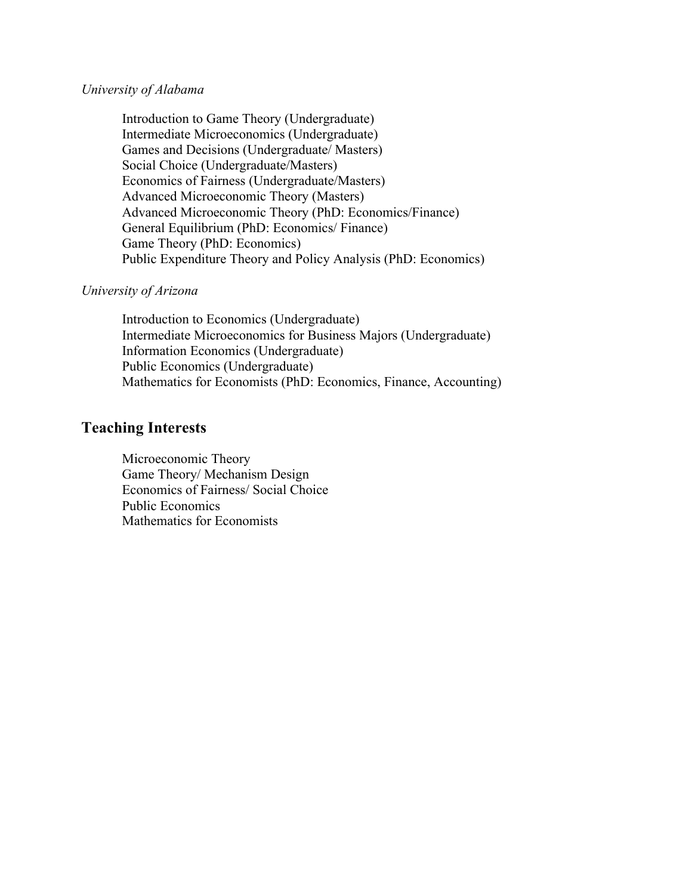*University of Alabama*

Introduction to Game Theory (Undergraduate)
Intermediate Microeconomics (Undergraduate)
Games and Decisions (Undergraduate/ Masters)
Social Choice (Undergraduate/Masters)
Economics of Fairness (Undergraduate/Masters)
Advanced Microeconomic Theory (Masters)
Advanced Microeconomic Theory (PhD: Economics/Finance)
General Equilibrium (PhD: Economics/ Finance)
Game Theory (PhD: Economics)
Public Expenditure Theory and Policy Analysis (PhD: Economics)

*University of Arizona*

Introduction to Economics (Undergraduate)
Intermediate Microeconomics for Business Majors (Undergraduate)
Information Economics (Undergraduate)
Public Economics (Undergraduate)
Mathematics for Economists (PhD: Economics, Finance, Accounting)

## Teaching Interests

Microeconomic Theory
Game Theory/ Mechanism Design
Economics of Fairness/ Social Choice
Public Economics
Mathematics for Economists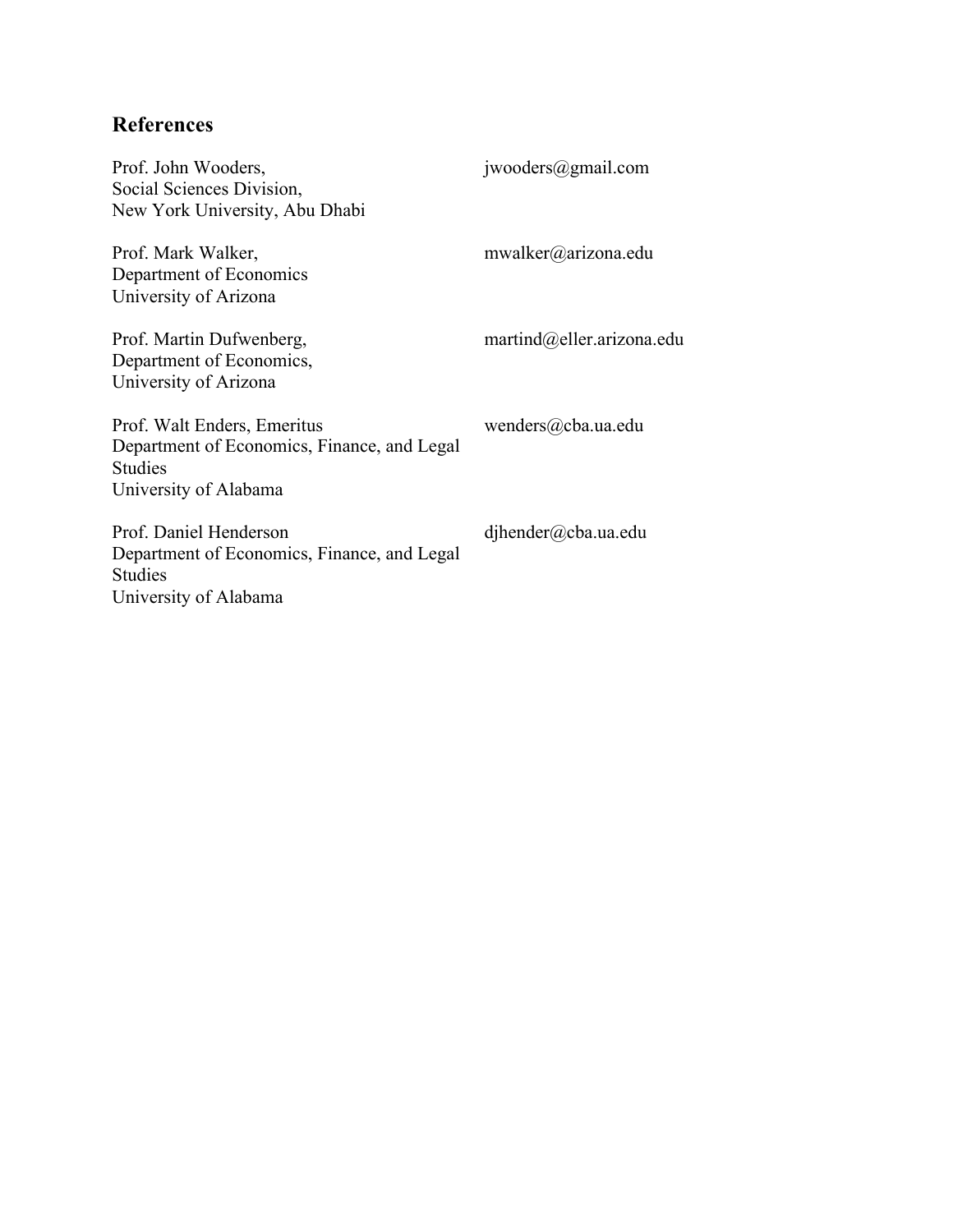## References

Prof. John Wooders,
Social Sciences Division,
New York University, Abu Dhabi
jwooders@gmail.com

Prof. Mark Walker,
Department of Economics
University of Arizona
mwalker@arizona.edu

Prof. Martin Dufwenberg,
Department of Economics,
University of Arizona
martind@eller.arizona.edu

Prof. Walt Enders, Emeritus
Department of Economics, Finance, and Legal Studies
University of Alabama
wenders@cba.ua.edu

Prof. Daniel Henderson
Department of Economics, Finance, and Legal Studies
University of Alabama
djhender@cba.ua.edu